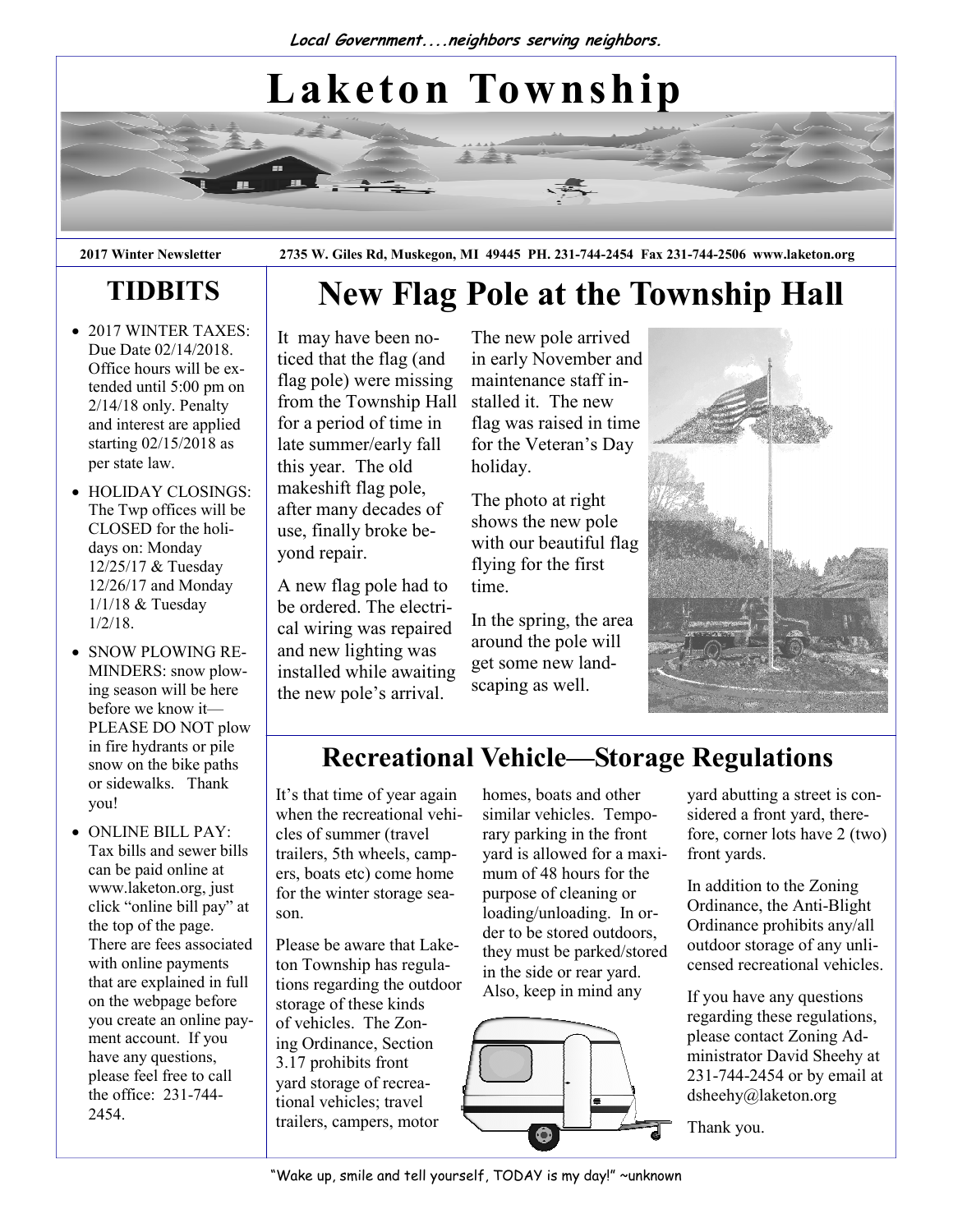*Local Government....neighbors serving neighbors.*

# Laketon Township

**2017 Winter Newsletter** **2735 W. Giles Rd, Muskegon, MI 49445 PH. 231-744-2454 Fax 231-744-2506 www.laketon.org**

## TIDBITS

- 2017 WINTER TAXES: Due Date 02/14/2018. Office hours will be extended until 5:00 pm on 2/14/18 only. Penalty and interest are applied starting 02/15/2018 as per state law.
- HOLIDAY CLOSINGS: The Twp offices will be CLOSED for the holidays on: Monday 12/25/17 & Tuesday 12/26/17 and Monday 1/1/18 & Tuesday 1/2/18.
- SNOW PLOWING REMINDERS: snow plowing season will be here before we know it—PLEASE DO NOT plow in fire hydrants or pile snow on the bike paths or sidewalks. Thank you!
- ONLINE BILL PAY: Tax bills and sewer bills can be paid online at www.laketon.org, just click "online bill pay" at the top of the page. There are fees associated with online payments that are explained in full on the webpage before you create an online payment account. If you have any questions, please feel free to call the office: 231-744-2454.

## New Flag Pole at the Township Hall

It may have been noticed that the flag (and flag pole) were missing from the Township Hall for a period of time in late summer/early fall this year. The old makeshift flag pole, after many decades of use, finally broke beyond repair.

A new flag pole had to be ordered. The electrical wiring was repaired and new lighting was installed while awaiting the new pole's arrival.

The new pole arrived in early November and maintenance staff installed it. The new flag was raised in time for the Veteran's Day holiday.

The photo at right shows the new pole with our beautiful flag flying for the first time.

In the spring, the area around the pole will get some new landscaping as well.

## Recreational Vehicle—Storage Regulations

It's that time of year again when the recreational vehicles of summer (travel trailers, 5th wheels, campers, boats etc) come home for the winter storage season.

Please be aware that Laketon Township has regulations regarding the outdoor storage of these kinds of vehicles. The Zoning Ordinance, Section 3.17 prohibits front yard storage of recreational vehicles; travel trailers, campers, motor homes, boats and other similar vehicles. Temporary parking in the front yard is allowed for a maximum of 48 hours for the purpose of cleaning or loading/unloading. In order to be stored outdoors, they must be parked/stored in the side or rear yard. Also, keep in mind any yard abutting a street is considered a front yard, therefore, corner lots have 2 (two) front yards.

In addition to the Zoning Ordinance, the Anti-Blight Ordinance prohibits any/all outdoor storage of any unlicensed recreational vehicles.

If you have any questions regarding these regulations, please contact Zoning Administrator David Sheehy at 231-744-2454 or by email at dsheehy@laketon.org

Thank you.

"Wake up, smile and tell yourself, TODAY is my day!" ~unknown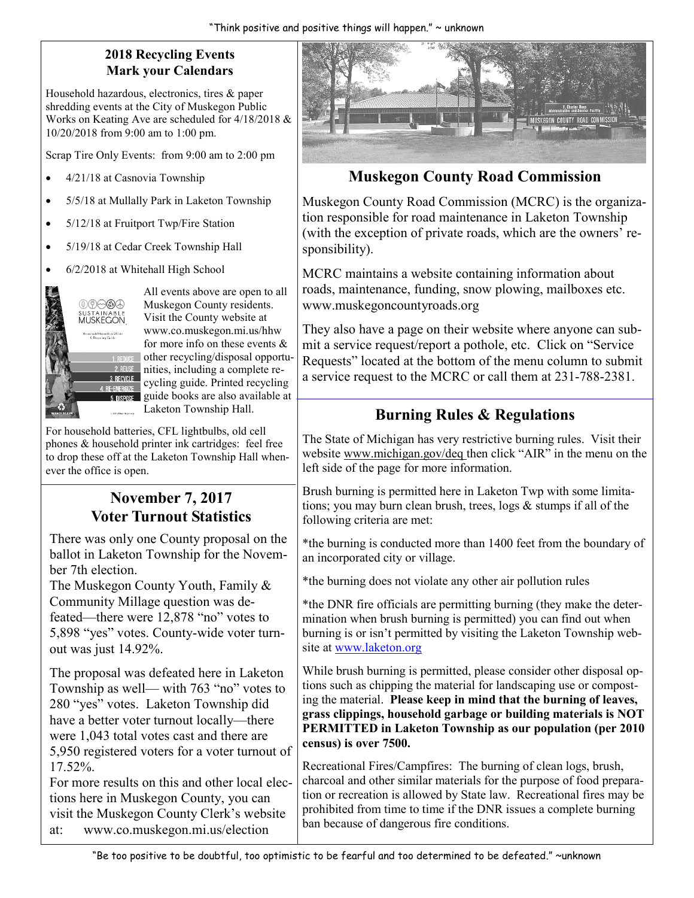"Think positive and positive things will happen." ~ unknown

## 2018 Recycling Events
## Mark your Calendars

Household hazardous, electronics, tires & paper shredding events at the City of Muskegon Public Works on Keating Ave are scheduled for 4/18/2018 & 10/20/2018 from 9:00 am to 1:00 pm.

Scrap Tire Only Events: from 9:00 am to 2:00 pm

- 4/21/18 at Casnovia Township
- 5/5/18 at Mullally Park in Laketon Township
- 5/12/18 at Fruitport Twp/Fire Station
- 5/19/18 at Cedar Creek Township Hall
- 6/2/2018 at Whitehall High School

All events above are open to all Muskegon County residents. Visit the County website at www.co.muskegon.mi.us/hhw for more info on these events & other recycling/disposal opportunities, including a complete recycling guide. Printed recycling guide books are also available at Laketon Township Hall.

For household batteries, CFL lightbulbs, old cell phones & household printer ink cartridges: feel free to drop these off at the Laketon Township Hall whenever the office is open.

## November 7, 2017
## Voter Turnout Statistics

There was only one County proposal on the ballot in Laketon Township for the November 7th election.

The Muskegon County Youth, Family & Community Millage question was defeated—there were 12,878 "no" votes to 5,898 "yes" votes. County-wide voter turnout was just 14.92%.

The proposal was defeated here in Laketon Township as well— with 763 "no" votes to 280 "yes" votes. Laketon Township did have a better voter turnout locally—there were 1,043 total votes cast and there are 5,950 registered voters for a voter turnout of 17.52%.

For more results on this and other local elections here in Muskegon County, you can visit the Muskegon County Clerk's website at: www.co.muskegon.mi.us/election

## Muskegon County Road Commission

Muskegon County Road Commission (MCRC) is the organization responsible for road maintenance in Laketon Township (with the exception of private roads, which are the owners' responsibility).

MCRC maintains a website containing information about roads, maintenance, funding, snow plowing, mailboxes etc. www.muskegoncountyroads.org

They also have a page on their website where anyone can submit a service request/report a pothole, etc. Click on "Service Requests" located at the bottom of the menu column to submit a service request to the MCRC or call them at 231-788-2381.

## Burning Rules & Regulations

The State of Michigan has very restrictive burning rules. Visit their website www.michigan.gov/deq then click "AIR" in the menu on the left side of the page for more information.

Brush burning is permitted here in Laketon Twp with some limitations; you may burn clean brush, trees, logs & stumps if all of the following criteria are met:

*the burning is conducted more than 1400 feet from the boundary of an incorporated city or village.

*the burning does not violate any other air pollution rules

*the DNR fire officials are permitting burning (they make the determination when brush burning is permitted) you can find out when burning is or isn't permitted by visiting the Laketon Township website at www.laketon.org

While brush burning is permitted, please consider other disposal options such as chipping the material for landscaping use or composting the material. **Please keep in mind that the burning of leaves, grass clippings, household garbage or building materials is NOT PERMITTED in Laketon Township as our population (per 2010 census) is over 7500.**

Recreational Fires/Campfires: The burning of clean logs, brush, charcoal and other similar materials for the purpose of food preparation or recreation is allowed by State law. Recreational fires may be prohibited from time to time if the DNR issues a complete burning ban because of dangerous fire conditions.

"Be too positive to be doubtful, too optimistic to be fearful and too determined to be defeated." ~unknown